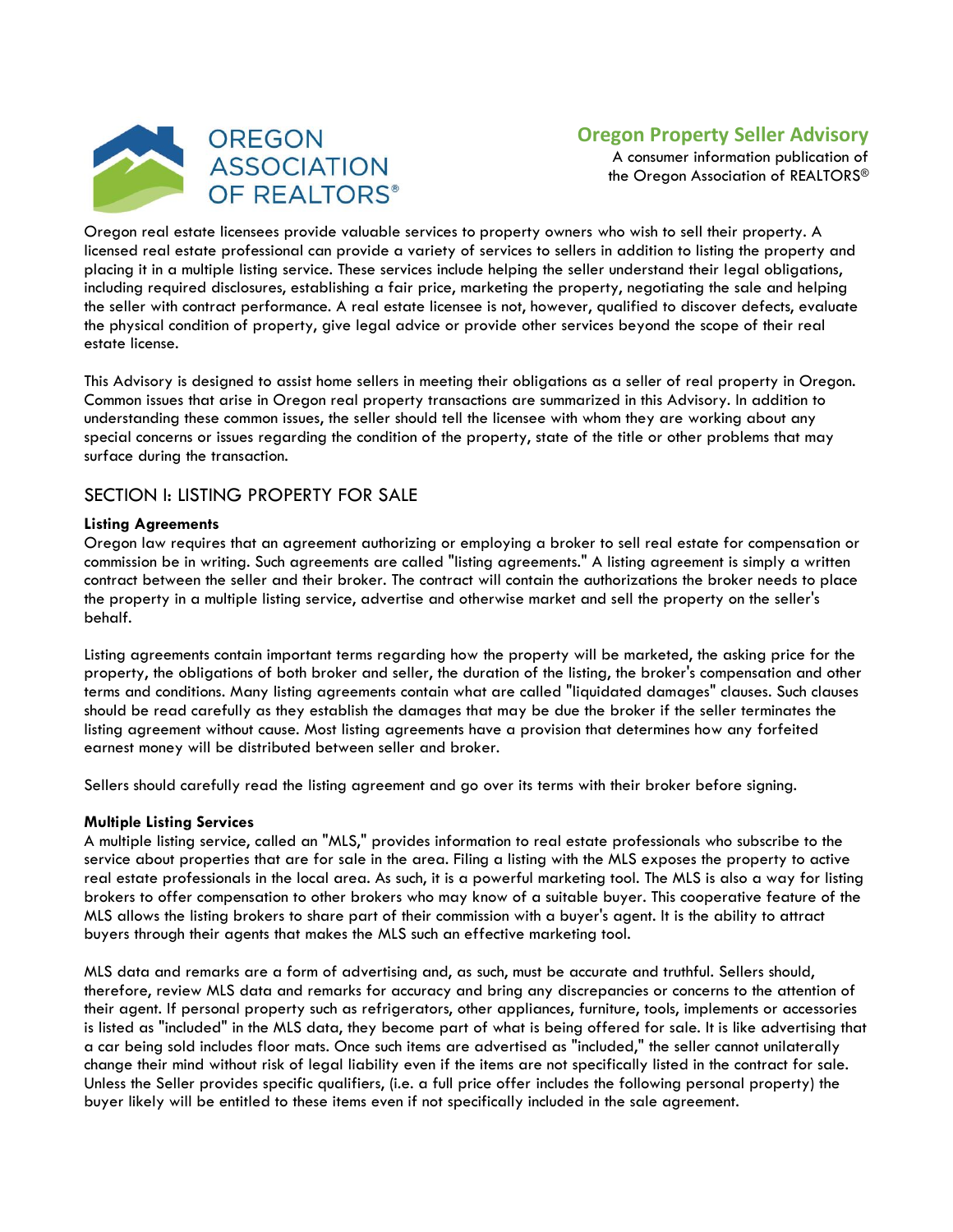OREGON ASSOCIATION OF REALTORS®

# Oregon Property Seller Advisory

A consumer information publication of the Oregon Association of REALTORS®

Oregon real estate licensees provide valuable services to property owners who wish to sell their property. A licensed real estate professional can provide a variety of services to sellers in addition to listing the property and placing it in a multiple listing service. These services include helping the seller understand their legal obligations, including required disclosures, establishing a fair price, marketing the property, negotiating the sale and helping the seller with contract performance. A real estate licensee is not, however, qualified to discover defects, evaluate the physical condition of property, give legal advice or provide other services beyond the scope of their real estate license.

This Advisory is designed to assist home sellers in meeting their obligations as a seller of real property in Oregon. Common issues that arise in Oregon real property transactions are summarized in this Advisory. In addition to understanding these common issues, the seller should tell the licensee with whom they are working about any special concerns or issues regarding the condition of the property, state of the title or other problems that may surface during the transaction.

## SECTION I: LISTING PROPERTY FOR SALE

### Listing Agreements

Oregon law requires that an agreement authorizing or employing a broker to sell real estate for compensation or commission be in writing. Such agreements are called "listing agreements." A listing agreement is simply a written contract between the seller and their broker. The contract will contain the authorizations the broker needs to place the property in a multiple listing service, advertise and otherwise market and sell the property on the seller's behalf.

Listing agreements contain important terms regarding how the property will be marketed, the asking price for the property, the obligations of both broker and seller, the duration of the listing, the broker's compensation and other terms and conditions. Many listing agreements contain what are called "liquidated damages" clauses. Such clauses should be read carefully as they establish the damages that may be due the broker if the seller terminates the listing agreement without cause. Most listing agreements have a provision that determines how any forfeited earnest money will be distributed between seller and broker.

Sellers should carefully read the listing agreement and go over its terms with their broker before signing.

### Multiple Listing Services

A multiple listing service, called an "MLS," provides information to real estate professionals who subscribe to the service about properties that are for sale in the area. Filing a listing with the MLS exposes the property to active real estate professionals in the local area. As such, it is a powerful marketing tool. The MLS is also a way for listing brokers to offer compensation to other brokers who may know of a suitable buyer. This cooperative feature of the MLS allows the listing brokers to share part of their commission with a buyer's agent. It is the ability to attract buyers through their agents that makes the MLS such an effective marketing tool.

MLS data and remarks are a form of advertising and, as such, must be accurate and truthful. Sellers should, therefore, review MLS data and remarks for accuracy and bring any discrepancies or concerns to the attention of their agent. If personal property such as refrigerators, other appliances, furniture, tools, implements or accessories is listed as "included" in the MLS data, they become part of what is being offered for sale. It is like advertising that a car being sold includes floor mats. Once such items are advertised as "included," the seller cannot unilaterally change their mind without risk of legal liability even if the items are not specifically listed in the contract for sale. Unless the Seller provides specific qualifiers, (i.e. a full price offer includes the following personal property) the buyer likely will be entitled to these items even if not specifically included in the sale agreement.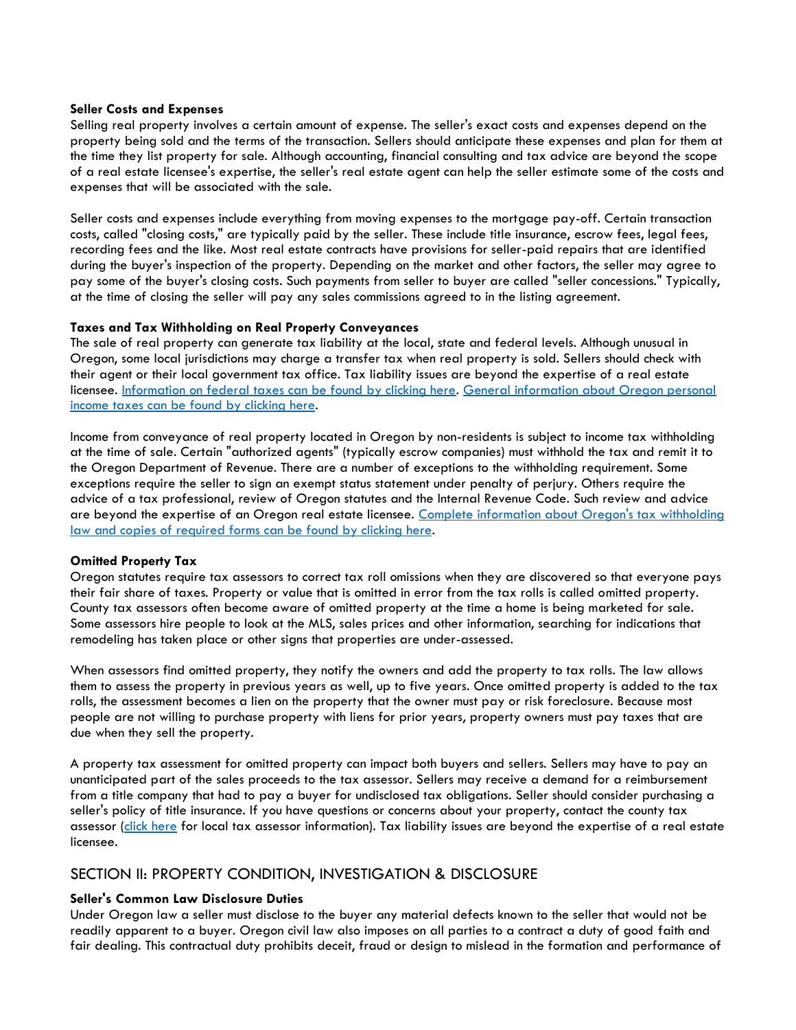**Seller Costs and Expenses**

Selling real property involves a certain amount of expense. The seller's exact costs and expenses depend on the property being sold and the terms of the transaction. Sellers should anticipate these expenses and plan for them at the time they list property for sale. Although accounting, financial consulting and tax advice are beyond the scope of a real estate licensee's expertise, the seller's real estate agent can help the seller estimate some of the costs and expenses that will be associated with the sale.

Seller costs and expenses include everything from moving expenses to the mortgage pay-off. Certain transaction costs, called "closing costs," are typically paid by the seller. These include title insurance, escrow fees, legal fees, recording fees and the like. Most real estate contracts have provisions for seller-paid repairs that are identified during the buyer's inspection of the property. Depending on the market and other factors, the seller may agree to pay some of the buyer's closing costs. Such payments from seller to buyer are called "seller concessions." Typically, at the time of closing the seller will pay any sales commissions agreed to in the listing agreement.

**Taxes and Tax Withholding on Real Property Conveyances**

The sale of real property can generate tax liability at the local, state and federal levels. Although unusual in Oregon, some local jurisdictions may charge a transfer tax when real property is sold. Sellers should check with their agent or their local government tax office. Tax liability issues are beyond the expertise of a real estate licensee. Information on federal taxes can be found by clicking here. General information about Oregon personal income taxes can be found by clicking here.

Income from conveyance of real property located in Oregon by non-residents is subject to income tax withholding at the time of sale. Certain "authorized agents" (typically escrow companies) must withhold the tax and remit it to the Oregon Department of Revenue. There are a number of exceptions to the withholding requirement. Some exceptions require the seller to sign an exempt status statement under penalty of perjury. Others require the advice of a tax professional, review of Oregon statutes and the Internal Revenue Code. Such review and advice are beyond the expertise of an Oregon real estate licensee. Complete information about Oregon's tax withholding law and copies of required forms can be found by clicking here.

**Omitted Property Tax**

Oregon statutes require tax assessors to correct tax roll omissions when they are discovered so that everyone pays their fair share of taxes. Property or value that is omitted in error from the tax rolls is called omitted property. County tax assessors often become aware of omitted property at the time a home is being marketed for sale. Some assessors hire people to look at the MLS, sales prices and other information, searching for indications that remodeling has taken place or other signs that properties are under-assessed.

When assessors find omitted property, they notify the owners and add the property to tax rolls. The law allows them to assess the property in previous years as well, up to five years. Once omitted property is added to the tax rolls, the assessment becomes a lien on the property that the owner must pay or risk foreclosure. Because most people are not willing to purchase property with liens for prior years, property owners must pay taxes that are due when they sell the property.

A property tax assessment for omitted property can impact both buyers and sellers. Sellers may have to pay an unanticipated part of the sales proceeds to the tax assessor. Sellers may receive a demand for a reimbursement from a title company that had to pay a buyer for undisclosed tax obligations. Seller should consider purchasing a seller's policy of title insurance. If you have questions or concerns about your property, contact the county tax assessor (click here for local tax assessor information). Tax liability issues are beyond the expertise of a real estate licensee.

## SECTION II: PROPERTY CONDITION, INVESTIGATION & DISCLOSURE

**Seller's Common Law Disclosure Duties**

Under Oregon law a seller must disclose to the buyer any material defects known to the seller that would not be readily apparent to a buyer. Oregon civil law also imposes on all parties to a contract a duty of good faith and fair dealing. This contractual duty prohibits deceit, fraud or design to mislead in the formation and performance of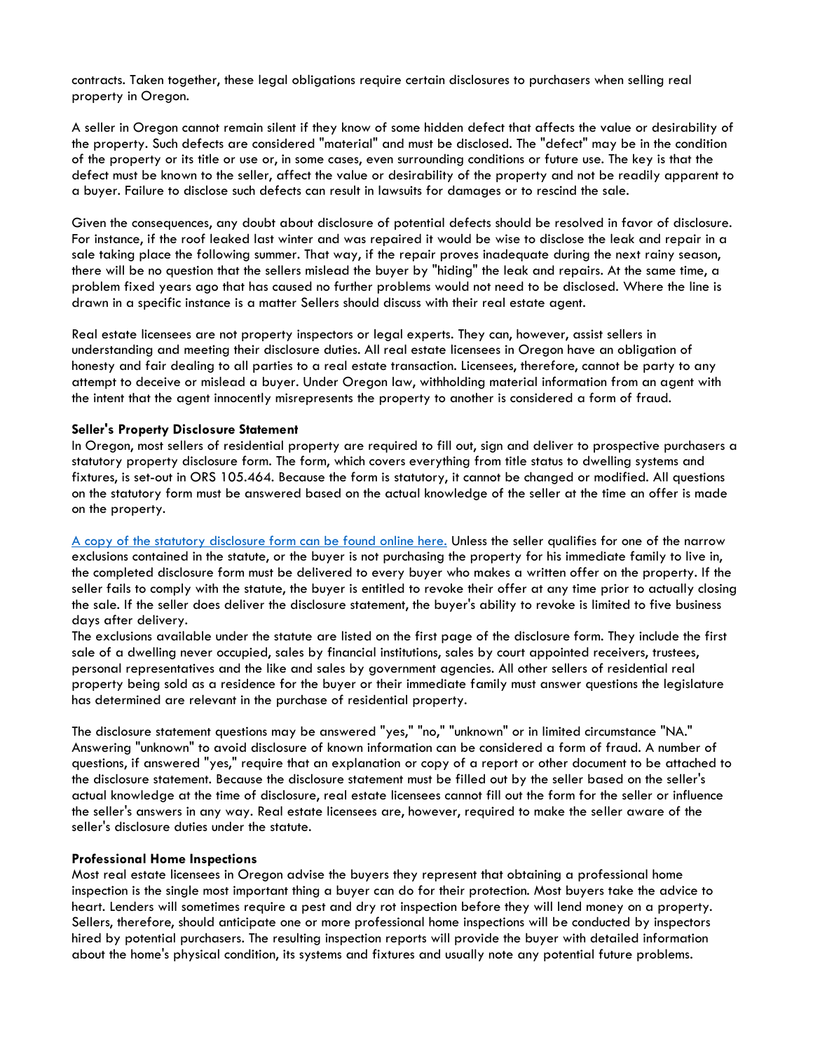contracts. Taken together, these legal obligations require certain disclosures to purchasers when selling real property in Oregon.

A seller in Oregon cannot remain silent if they know of some hidden defect that affects the value or desirability of the property. Such defects are considered "material" and must be disclosed. The "defect" may be in the condition of the property or its title or use or, in some cases, even surrounding conditions or future use. The key is that the defect must be known to the seller, affect the value or desirability of the property and not be readily apparent to a buyer. Failure to disclose such defects can result in lawsuits for damages or to rescind the sale.

Given the consequences, any doubt about disclosure of potential defects should be resolved in favor of disclosure. For instance, if the roof leaked last winter and was repaired it would be wise to disclose the leak and repair in a sale taking place the following summer. That way, if the repair proves inadequate during the next rainy season, there will be no question that the sellers mislead the buyer by "hiding" the leak and repairs. At the same time, a problem fixed years ago that has caused no further problems would not need to be disclosed. Where the line is drawn in a specific instance is a matter Sellers should discuss with their real estate agent.

Real estate licensees are not property inspectors or legal experts. They can, however, assist sellers in understanding and meeting their disclosure duties. All real estate licensees in Oregon have an obligation of honesty and fair dealing to all parties to a real estate transaction. Licensees, therefore, cannot be party to any attempt to deceive or mislead a buyer. Under Oregon law, withholding material information from an agent with the intent that the agent innocently misrepresents the property to another is considered a form of fraud.

**Seller's Property Disclosure Statement**

In Oregon, most sellers of residential property are required to fill out, sign and deliver to prospective purchasers a statutory property disclosure form. The form, which covers everything from title status to dwelling systems and fixtures, is set-out in ORS 105.464. Because the form is statutory, it cannot be changed or modified. All questions on the statutory form must be answered based on the actual knowledge of the seller at the time an offer is made on the property.

A copy of the statutory disclosure form can be found online here. Unless the seller qualifies for one of the narrow exclusions contained in the statute, or the buyer is not purchasing the property for his immediate family to live in, the completed disclosure form must be delivered to every buyer who makes a written offer on the property. If the seller fails to comply with the statute, the buyer is entitled to revoke their offer at any time prior to actually closing the sale. If the seller does deliver the disclosure statement, the buyer's ability to revoke is limited to five business days after delivery.

The exclusions available under the statute are listed on the first page of the disclosure form. They include the first sale of a dwelling never occupied, sales by financial institutions, sales by court appointed receivers, trustees, personal representatives and the like and sales by government agencies. All other sellers of residential real property being sold as a residence for the buyer or their immediate family must answer questions the legislature has determined are relevant in the purchase of residential property.

The disclosure statement questions may be answered "yes," "no," "unknown" or in limited circumstance "NA." Answering "unknown" to avoid disclosure of known information can be considered a form of fraud. A number of questions, if answered "yes," require that an explanation or copy of a report or other document to be attached to the disclosure statement. Because the disclosure statement must be filled out by the seller based on the seller's actual knowledge at the time of disclosure, real estate licensees cannot fill out the form for the seller or influence the seller's answers in any way. Real estate licensees are, however, required to make the seller aware of the seller's disclosure duties under the statute.

**Professional Home Inspections**

Most real estate licensees in Oregon advise the buyers they represent that obtaining a professional home inspection is the single most important thing a buyer can do for their protection. Most buyers take the advice to heart. Lenders will sometimes require a pest and dry rot inspection before they will lend money on a property. Sellers, therefore, should anticipate one or more professional home inspections will be conducted by inspectors hired by potential purchasers. The resulting inspection reports will provide the buyer with detailed information about the home's physical condition, its systems and fixtures and usually note any potential future problems.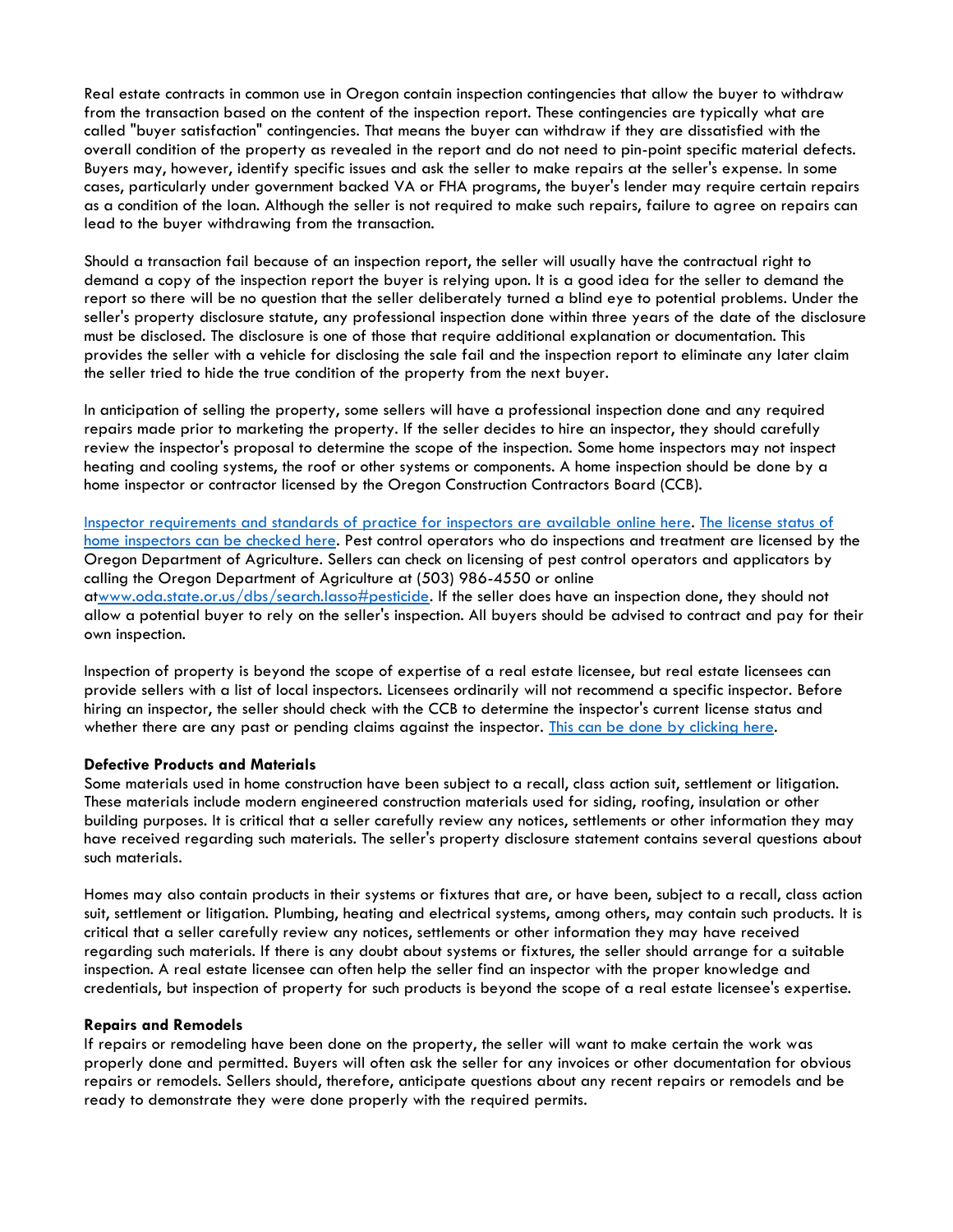Real estate contracts in common use in Oregon contain inspection contingencies that allow the buyer to withdraw from the transaction based on the content of the inspection report. These contingencies are typically what are called "buyer satisfaction" contingencies. That means the buyer can withdraw if they are dissatisfied with the overall condition of the property as revealed in the report and do not need to pin-point specific material defects. Buyers may, however, identify specific issues and ask the seller to make repairs at the seller's expense. In some cases, particularly under government backed VA or FHA programs, the buyer's lender may require certain repairs as a condition of the loan. Although the seller is not required to make such repairs, failure to agree on repairs can lead to the buyer withdrawing from the transaction.

Should a transaction fail because of an inspection report, the seller will usually have the contractual right to demand a copy of the inspection report the buyer is relying upon. It is a good idea for the seller to demand the report so there will be no question that the seller deliberately turned a blind eye to potential problems. Under the seller's property disclosure statute, any professional inspection done within three years of the date of the disclosure must be disclosed. The disclosure is one of those that require additional explanation or documentation. This provides the seller with a vehicle for disclosing the sale fail and the inspection report to eliminate any later claim the seller tried to hide the true condition of the property from the next buyer.

In anticipation of selling the property, some sellers will have a professional inspection done and any required repairs made prior to marketing the property. If the seller decides to hire an inspector, they should carefully review the inspector's proposal to determine the scope of the inspection. Some home inspectors may not inspect heating and cooling systems, the roof or other systems or components. A home inspection should be done by a home inspector or contractor licensed by the Oregon Construction Contractors Board (CCB).

Inspector requirements and standards of practice for inspectors are available online here. The license status of home inspectors can be checked here. Pest control operators who do inspections and treatment are licensed by the Oregon Department of Agriculture. Sellers can check on licensing of pest control operators and applicators by calling the Oregon Department of Agriculture at (503) 986-4550 or online atwww.oda.state.or.us/dbs/search.lasso#pesticide. If the seller does have an inspection done, they should not allow a potential buyer to rely on the seller's inspection. All buyers should be advised to contract and pay for their own inspection.

Inspection of property is beyond the scope of expertise of a real estate licensee, but real estate licensees can provide sellers with a list of local inspectors. Licensees ordinarily will not recommend a specific inspector. Before hiring an inspector, the seller should check with the CCB to determine the inspector's current license status and whether there are any past or pending claims against the inspector. This can be done by clicking here.

**Defective Products and Materials**
Some materials used in home construction have been subject to a recall, class action suit, settlement or litigation. These materials include modern engineered construction materials used for siding, roofing, insulation or other building purposes. It is critical that a seller carefully review any notices, settlements or other information they may have received regarding such materials. The seller's property disclosure statement contains several questions about such materials.

Homes may also contain products in their systems or fixtures that are, or have been, subject to a recall, class action suit, settlement or litigation. Plumbing, heating and electrical systems, among others, may contain such products. It is critical that a seller carefully review any notices, settlements or other information they may have received regarding such materials. If there is any doubt about systems or fixtures, the seller should arrange for a suitable inspection. A real estate licensee can often help the seller find an inspector with the proper knowledge and credentials, but inspection of property for such products is beyond the scope of a real estate licensee's expertise.

**Repairs and Remodels**
If repairs or remodeling have been done on the property, the seller will want to make certain the work was properly done and permitted. Buyers will often ask the seller for any invoices or other documentation for obvious repairs or remodels. Sellers should, therefore, anticipate questions about any recent repairs or remodels and be ready to demonstrate they were done properly with the required permits.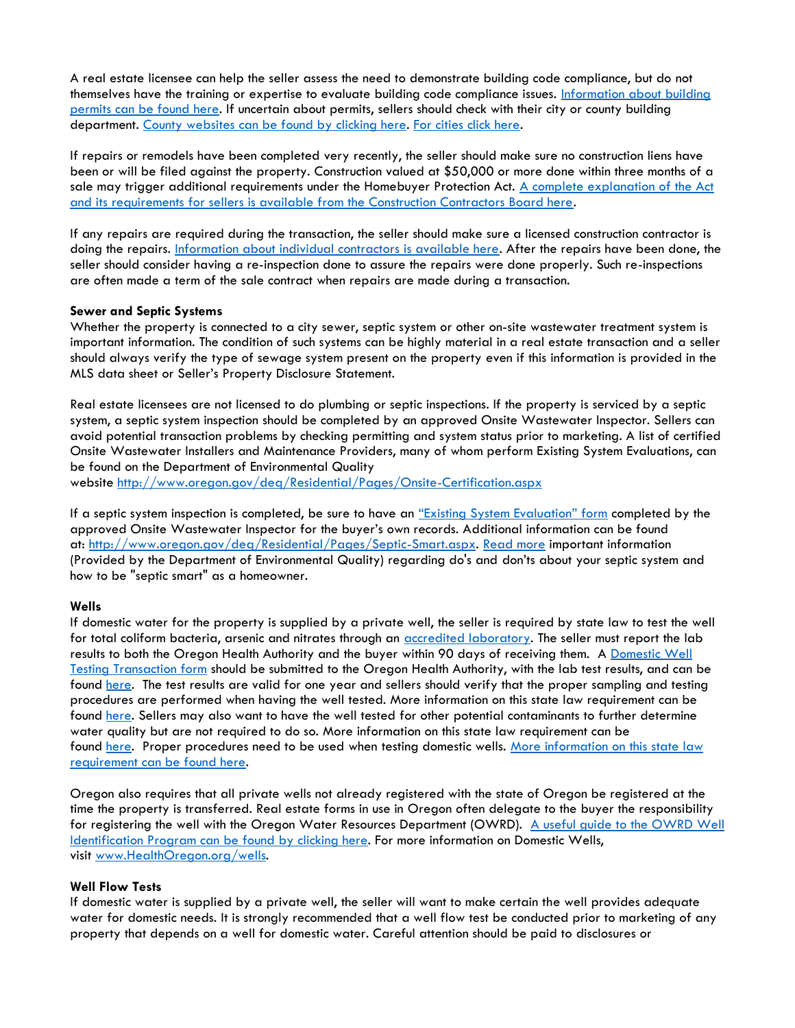A real estate licensee can help the seller assess the need to demonstrate building code compliance, but do not themselves have the training or expertise to evaluate building code compliance issues. Information about building permits can be found here. If uncertain about permits, sellers should check with their city or county building department. County websites can be found by clicking here. For cities click here.

If repairs or remodels have been completed very recently, the seller should make sure no construction liens have been or will be filed against the property. Construction valued at $50,000 or more done within three months of a sale may trigger additional requirements under the Homebuyer Protection Act. A complete explanation of the Act and its requirements for sellers is available from the Construction Contractors Board here.

If any repairs are required during the transaction, the seller should make sure a licensed construction contractor is doing the repairs. Information about individual contractors is available here. After the repairs have been done, the seller should consider having a re-inspection done to assure the repairs were done properly. Such re-inspections are often made a term of the sale contract when repairs are made during a transaction.

**Sewer and Septic Systems**
Whether the property is connected to a city sewer, septic system or other on-site wastewater treatment system is important information. The condition of such systems can be highly material in a real estate transaction and a seller should always verify the type of sewage system present on the property even if this information is provided in the MLS data sheet or Seller's Property Disclosure Statement.

Real estate licensees are not licensed to do plumbing or septic inspections. If the property is serviced by a septic system, a septic system inspection should be completed by an approved Onsite Wastewater Inspector. Sellers can avoid potential transaction problems by checking permitting and system status prior to marketing. A list of certified Onsite Wastewater Installers and Maintenance Providers, many of whom perform Existing System Evaluations, can be found on the Department of Environmental Quality website http://www.oregon.gov/deq/Residential/Pages/Onsite-Certification.aspx

If a septic system inspection is completed, be sure to have an "Existing System Evaluation" form completed by the approved Onsite Wastewater Inspector for the buyer's own records. Additional information can be found at: http://www.oregon.gov/deq/Residential/Pages/Septic-Smart.aspx. Read more important information (Provided by the Department of Environmental Quality) regarding do's and don'ts about your septic system and how to be "septic smart" as a homeowner.

**Wells**
If domestic water for the property is supplied by a private well, the seller is required by state law to test the well for total coliform bacteria, arsenic and nitrates through an accredited laboratory. The seller must report the lab results to both the Oregon Health Authority and the buyer within 90 days of receiving them. A Domestic Well Testing Transaction form should be submitted to the Oregon Health Authority, with the lab test results, and can be found here. The test results are valid for one year and sellers should verify that the proper sampling and testing procedures are performed when having the well tested. More information on this state law requirement can be found here. Sellers may also want to have the well tested for other potential contaminants to further determine water quality but are not required to do so. More information on this state law requirement can be found here. Proper procedures need to be used when testing domestic wells. More information on this state law requirement can be found here.

Oregon also requires that all private wells not already registered with the state of Oregon be registered at the time the property is transferred. Real estate forms in use in Oregon often delegate to the buyer the responsibility for registering the well with the Oregon Water Resources Department (OWRD). A useful guide to the OWRD Well Identification Program can be found by clicking here. For more information on Domestic Wells, visit www.HealthOregon.org/wells.

**Well Flow Tests**
If domestic water is supplied by a private well, the seller will want to make certain the well provides adequate water for domestic needs. It is strongly recommended that a well flow test be conducted prior to marketing of any property that depends on a well for domestic water. Careful attention should be paid to disclosures or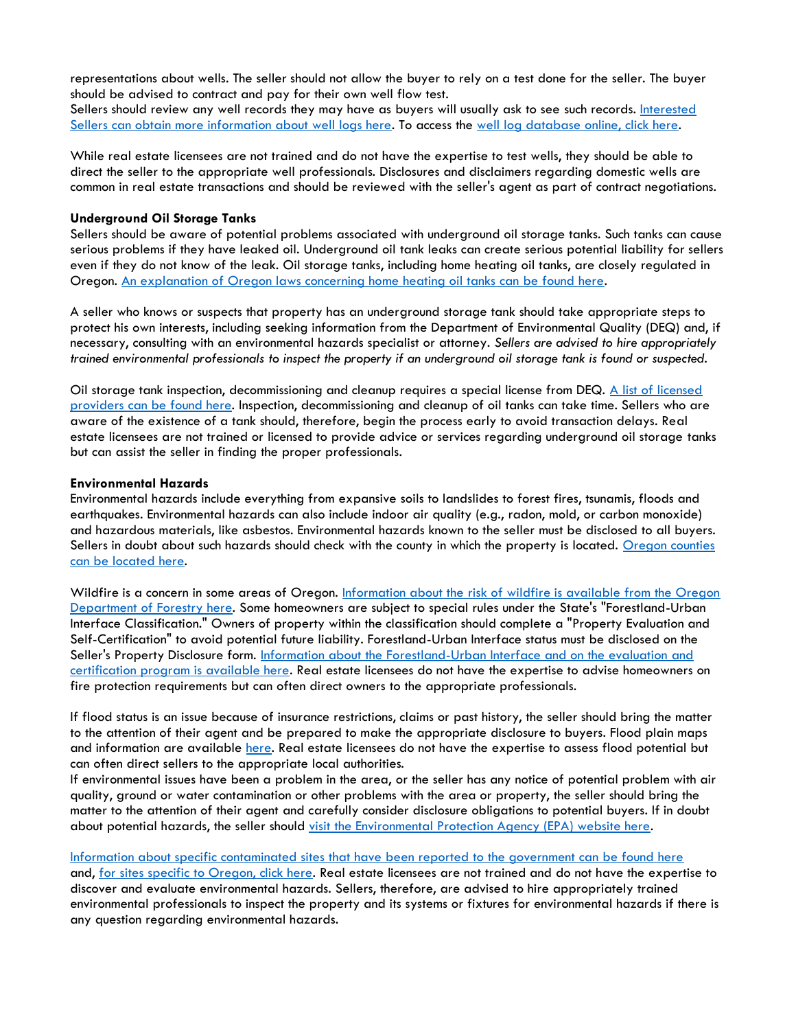representations about wells. The seller should not allow the buyer to rely on a test done for the seller. The buyer should be advised to contract and pay for their own well flow test.
Sellers should review any well records they may have as buyers will usually ask to see such records. Interested Sellers can obtain more information about well logs here. To access the well log database online, click here.

While real estate licensees are not trained and do not have the expertise to test wells, they should be able to direct the seller to the appropriate well professionals. Disclosures and disclaimers regarding domestic wells are common in real estate transactions and should be reviewed with the seller's agent as part of contract negotiations.

**Underground Oil Storage Tanks**
Sellers should be aware of potential problems associated with underground oil storage tanks. Such tanks can cause serious problems if they have leaked oil. Underground oil tank leaks can create serious potential liability for sellers even if they do not know of the leak. Oil storage tanks, including home heating oil tanks, are closely regulated in Oregon. An explanation of Oregon laws concerning home heating oil tanks can be found here.

A seller who knows or suspects that property has an underground storage tank should take appropriate steps to protect his own interests, including seeking information from the Department of Environmental Quality (DEQ) and, if necessary, consulting with an environmental hazards specialist or attorney. *Sellers are advised to hire appropriately trained environmental professionals to inspect the property if an underground oil storage tank is found or suspected.*

Oil storage tank inspection, decommissioning and cleanup requires a special license from DEQ. A list of licensed providers can be found here. Inspection, decommissioning and cleanup of oil tanks can take time. Sellers who are aware of the existence of a tank should, therefore, begin the process early to avoid transaction delays. Real estate licensees are not trained or licensed to provide advice or services regarding underground oil storage tanks but can assist the seller in finding the proper professionals.

**Environmental Hazards**
Environmental hazards include everything from expansive soils to landslides to forest fires, tsunamis, floods and earthquakes. Environmental hazards can also include indoor air quality (e.g., radon, mold, or carbon monoxide) and hazardous materials, like asbestos. Environmental hazards known to the seller must be disclosed to all buyers. Sellers in doubt about such hazards should check with the county in which the property is located. Oregon counties can be located here.

Wildfire is a concern in some areas of Oregon. Information about the risk of wildfire is available from the Oregon Department of Forestry here. Some homeowners are subject to special rules under the State's "Forestland-Urban Interface Classification." Owners of property within the classification should complete a "Property Evaluation and Self-Certification" to avoid potential future liability. Forestland-Urban Interface status must be disclosed on the Seller's Property Disclosure form. Information about the Forestland-Urban Interface and on the evaluation and certification program is available here. Real estate licensees do not have the expertise to advise homeowners on fire protection requirements but can often direct owners to the appropriate professionals.

If flood status is an issue because of insurance restrictions, claims or past history, the seller should bring the matter to the attention of their agent and be prepared to make the appropriate disclosure to buyers. Flood plain maps and information are available here. Real estate licensees do not have the expertise to assess flood potential but can often direct sellers to the appropriate local authorities.
If environmental issues have been a problem in the area, or the seller has any notice of potential problem with air quality, ground or water contamination or other problems with the area or property, the seller should bring the matter to the attention of their agent and carefully consider disclosure obligations to potential buyers. If in doubt about potential hazards, the seller should visit the Environmental Protection Agency (EPA) website here.

Information about specific contaminated sites that have been reported to the government can be found here and, for sites specific to Oregon, click here. Real estate licensees are not trained and do not have the expertise to discover and evaluate environmental hazards. Sellers, therefore, are advised to hire appropriately trained environmental professionals to inspect the property and its systems or fixtures for environmental hazards if there is any question regarding environmental hazards.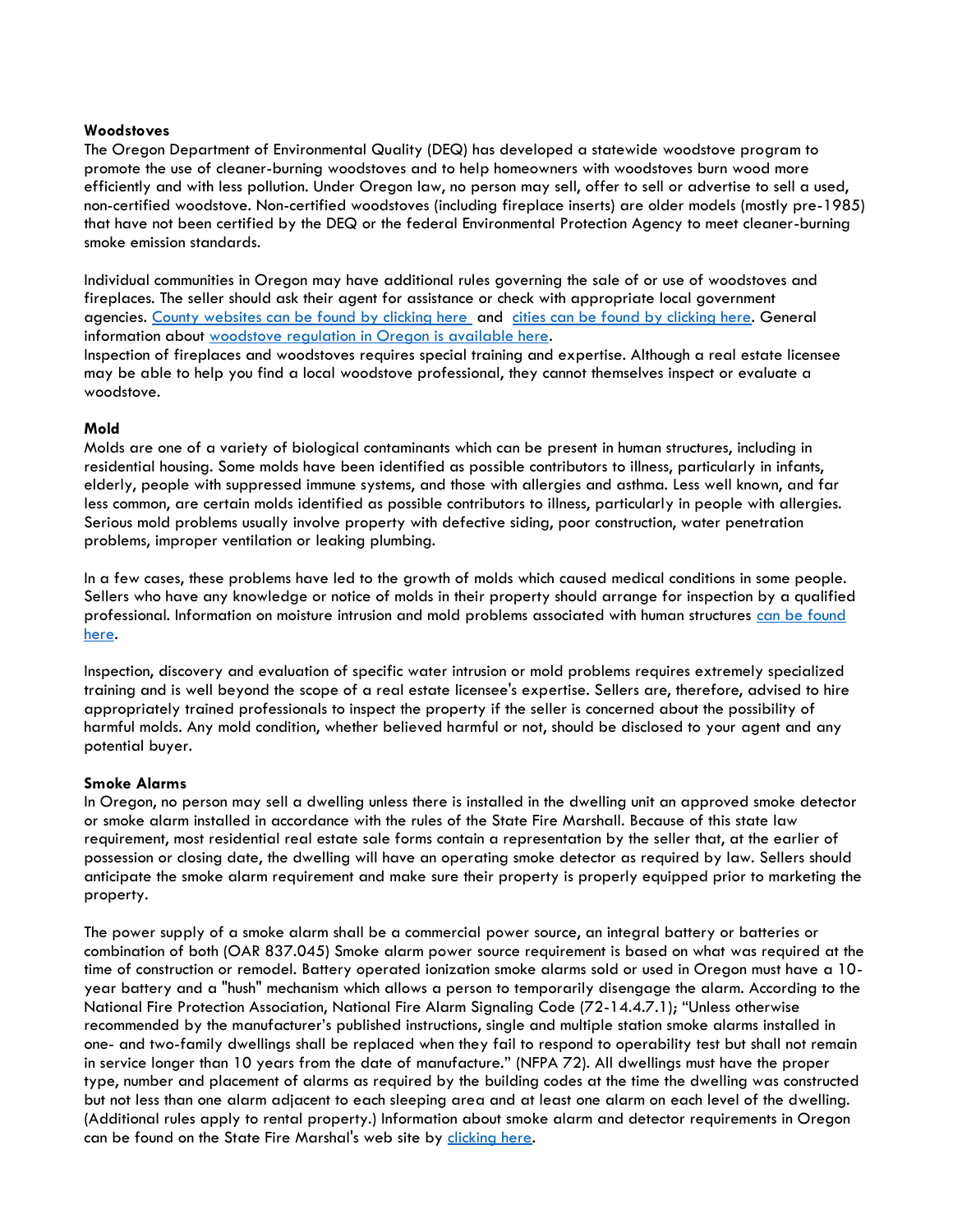**Woodstoves**

The Oregon Department of Environmental Quality (DEQ) has developed a statewide woodstove program to promote the use of cleaner-burning woodstoves and to help homeowners with woodstoves burn wood more efficiently and with less pollution. Under Oregon law, no person may sell, offer to sell or advertise to sell a used, non-certified woodstove. Non-certified woodstoves (including fireplace inserts) are older models (mostly pre-1985) that have not been certified by the DEQ or the federal Environmental Protection Agency to meet cleaner-burning smoke emission standards.

Individual communities in Oregon may have additional rules governing the sale of or use of woodstoves and fireplaces. The seller should ask their agent for assistance or check with appropriate local government agencies. County websites can be found by clicking here and cities can be found by clicking here. General information about woodstove regulation in Oregon is available here.

Inspection of fireplaces and woodstoves requires special training and expertise. Although a real estate licensee may be able to help you find a local woodstove professional, they cannot themselves inspect or evaluate a woodstove.

**Mold**

Molds are one of a variety of biological contaminants which can be present in human structures, including in residential housing. Some molds have been identified as possible contributors to illness, particularly in infants, elderly, people with suppressed immune systems, and those with allergies and asthma. Less well known, and far less common, are certain molds identified as possible contributors to illness, particularly in people with allergies. Serious mold problems usually involve property with defective siding, poor construction, water penetration problems, improper ventilation or leaking plumbing.

In a few cases, these problems have led to the growth of molds which caused medical conditions in some people. Sellers who have any knowledge or notice of molds in their property should arrange for inspection by a qualified professional. Information on moisture intrusion and mold problems associated with human structures can be found here.

Inspection, discovery and evaluation of specific water intrusion or mold problems requires extremely specialized training and is well beyond the scope of a real estate licensee's expertise. Sellers are, therefore, advised to hire appropriately trained professionals to inspect the property if the seller is concerned about the possibility of harmful molds. Any mold condition, whether believed harmful or not, should be disclosed to your agent and any potential buyer.

**Smoke Alarms**

In Oregon, no person may sell a dwelling unless there is installed in the dwelling unit an approved smoke detector or smoke alarm installed in accordance with the rules of the State Fire Marshall. Because of this state law requirement, most residential real estate sale forms contain a representation by the seller that, at the earlier of possession or closing date, the dwelling will have an operating smoke detector as required by law. Sellers should anticipate the smoke alarm requirement and make sure their property is properly equipped prior to marketing the property.

The power supply of a smoke alarm shall be a commercial power source, an integral battery or batteries or combination of both (OAR 837.045) Smoke alarm power source requirement is based on what was required at the time of construction or remodel. Battery operated ionization smoke alarms sold or used in Oregon must have a 10-year battery and a "hush" mechanism which allows a person to temporarily disengage the alarm. According to the National Fire Protection Association, National Fire Alarm Signaling Code (72-14.4.7.1); "Unless otherwise recommended by the manufacturer's published instructions, single and multiple station smoke alarms installed in one- and two-family dwellings shall be replaced when they fail to respond to operability test but shall not remain in service longer than 10 years from the date of manufacture." (NFPA 72). All dwellings must have the proper type, number and placement of alarms as required by the building codes at the time the dwelling was constructed but not less than one alarm adjacent to each sleeping area and at least one alarm on each level of the dwelling. (Additional rules apply to rental property.) Information about smoke alarm and detector requirements in Oregon can be found on the State Fire Marshal's web site by clicking here.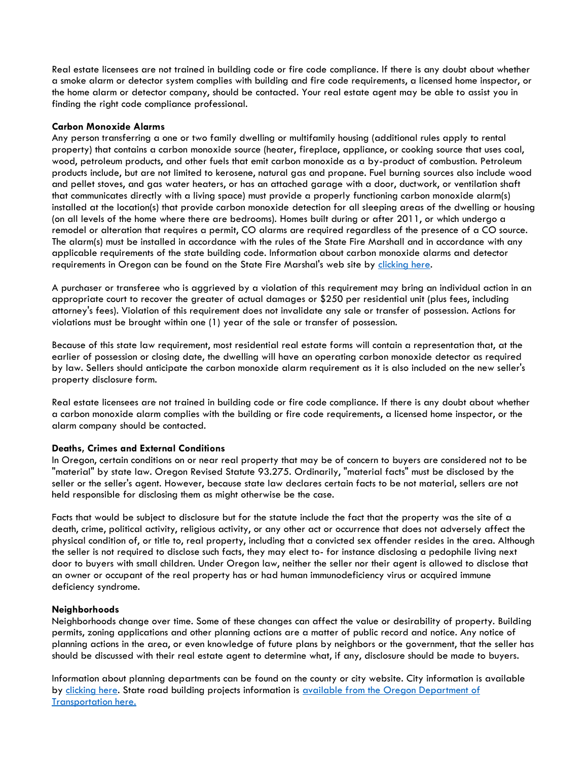Real estate licensees are not trained in building code or fire code compliance. If there is any doubt about whether a smoke alarm or detector system complies with building and fire code requirements, a licensed home inspector, or the home alarm or detector company, should be contacted. Your real estate agent may be able to assist you in finding the right code compliance professional.

**Carbon Monoxide Alarms**

Any person transferring a one or two family dwelling or multifamily housing (additional rules apply to rental property) that contains a carbon monoxide source (heater, fireplace, appliance, or cooking source that uses coal, wood, petroleum products, and other fuels that emit carbon monoxide as a by-product of combustion. Petroleum products include, but are not limited to kerosene, natural gas and propane. Fuel burning sources also include wood and pellet stoves, and gas water heaters, or has an attached garage with a door, ductwork, or ventilation shaft that communicates directly with a living space) must provide a properly functioning carbon monoxide alarm(s) installed at the location(s) that provide carbon monoxide detection for all sleeping areas of the dwelling or housing (on all levels of the home where there are bedrooms). Homes built during or after 2011, or which undergo a remodel or alteration that requires a permit, CO alarms are required regardless of the presence of a CO source. The alarm(s) must be installed in accordance with the rules of the State Fire Marshall and in accordance with any applicable requirements of the state building code. Information about carbon monoxide alarms and detector requirements in Oregon can be found on the State Fire Marshal's web site by [clicking here](#).

A purchaser or transferee who is aggrieved by a violation of this requirement may bring an individual action in an appropriate court to recover the greater of actual damages or $250 per residential unit (plus fees, including attorney's fees). Violation of this requirement does not invalidate any sale or transfer of possession. Actions for violations must be brought within one (1) year of the sale or transfer of possession.

Because of this state law requirement, most residential real estate forms will contain a representation that, at the earlier of possession or closing date, the dwelling will have an operating carbon monoxide detector as required by law. Sellers should anticipate the carbon monoxide alarm requirement as it is also included on the new seller's property disclosure form.

Real estate licensees are not trained in building code or fire code compliance. If there is any doubt about whether a carbon monoxide alarm complies with the building or fire code requirements, a licensed home inspector, or the alarm company should be contacted.

**Deaths, Crimes and External Conditions**

In Oregon, certain conditions on or near real property that may be of concern to buyers are considered not to be "material" by state law. Oregon Revised Statute 93.275. Ordinarily, "material facts" must be disclosed by the seller or the seller's agent. However, because state law declares certain facts to be not material, sellers are not held responsible for disclosing them as might otherwise be the case.

Facts that would be subject to disclosure but for the statute include the fact that the property was the site of a death, crime, political activity, religious activity, or any other act or occurrence that does not adversely affect the physical condition of, or title to, real property, including that a convicted sex offender resides in the area. Although the seller is not required to disclose such facts, they may elect to- for instance disclosing a pedophile living next door to buyers with small children. Under Oregon law, neither the seller nor their agent is allowed to disclose that an owner or occupant of the real property has or had human immunodeficiency virus or acquired immune deficiency syndrome.

**Neighborhoods**

Neighborhoods change over time. Some of these changes can affect the value or desirability of property. Building permits, zoning applications and other planning actions are a matter of public record and notice. Any notice of planning actions in the area, or even knowledge of future plans by neighbors or the government, that the seller has should be discussed with their real estate agent to determine what, if any, disclosure should be made to buyers.

Information about planning departments can be found on the county or city website. City information is available by [clicking here](#). State road building projects information is [available from the Oregon Department of Transportation here.](#)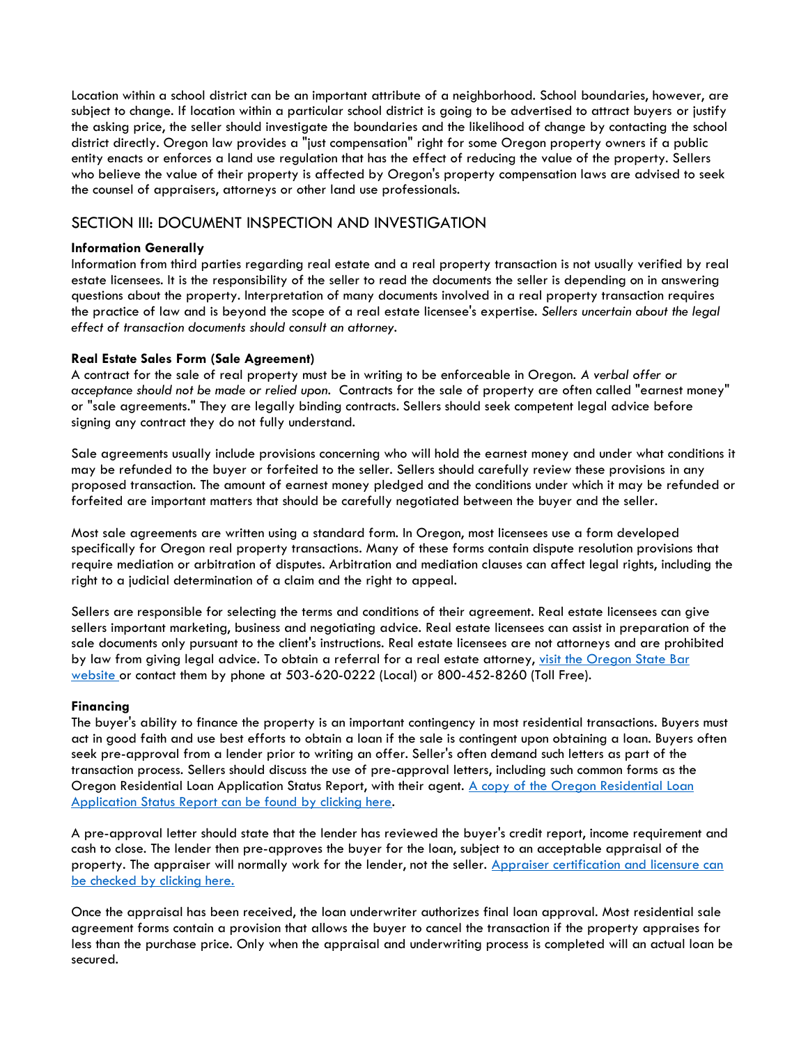Location within a school district can be an important attribute of a neighborhood. School boundaries, however, are subject to change. If location within a particular school district is going to be advertised to attract buyers or justify the asking price, the seller should investigate the boundaries and the likelihood of change by contacting the school district directly. Oregon law provides a "just compensation" right for some Oregon property owners if a public entity enacts or enforces a land use regulation that has the effect of reducing the value of the property. Sellers who believe the value of their property is affected by Oregon's property compensation laws are advised to seek the counsel of appraisers, attorneys or other land use professionals.

## SECTION III: DOCUMENT INSPECTION AND INVESTIGATION

**Information Generally**

Information from third parties regarding real estate and a real property transaction is not usually verified by real estate licensees. It is the responsibility of the seller to read the documents the seller is depending on in answering questions about the property. Interpretation of many documents involved in a real property transaction requires the practice of law and is beyond the scope of a real estate licensee's expertise. *Sellers uncertain about the legal effect of transaction documents should consult an attorney.*

**Real Estate Sales Form (Sale Agreement)**

A contract for the sale of real property must be in writing to be enforceable in Oregon. *A verbal offer or acceptance should not be made or relied upon.* Contracts for the sale of property are often called "earnest money" or "sale agreements." They are legally binding contracts. Sellers should seek competent legal advice before signing any contract they do not fully understand.

Sale agreements usually include provisions concerning who will hold the earnest money and under what conditions it may be refunded to the buyer or forfeited to the seller. Sellers should carefully review these provisions in any proposed transaction. The amount of earnest money pledged and the conditions under which it may be refunded or forfeited are important matters that should be carefully negotiated between the buyer and the seller.

Most sale agreements are written using a standard form. In Oregon, most licensees use a form developed specifically for Oregon real property transactions. Many of these forms contain dispute resolution provisions that require mediation or arbitration of disputes. Arbitration and mediation clauses can affect legal rights, including the right to a judicial determination of a claim and the right to appeal.

Sellers are responsible for selecting the terms and conditions of their agreement. Real estate licensees can give sellers important marketing, business and negotiating advice. Real estate licensees can assist in preparation of the sale documents only pursuant to the client's instructions. Real estate licensees are not attorneys and are prohibited by law from giving legal advice. To obtain a referral for a real estate attorney, visit the Oregon State Bar website or contact them by phone at 503-620-0222 (Local) or 800-452-8260 (Toll Free).

**Financing**

The buyer's ability to finance the property is an important contingency in most residential transactions. Buyers must act in good faith and use best efforts to obtain a loan if the sale is contingent upon obtaining a loan. Buyers often seek pre-approval from a lender prior to writing an offer. Seller's often demand such letters as part of the transaction process. Sellers should discuss the use of pre-approval letters, including such common forms as the Oregon Residential Loan Application Status Report, with their agent. A copy of the Oregon Residential Loan Application Status Report can be found by clicking here.

A pre-approval letter should state that the lender has reviewed the buyer's credit report, income requirement and cash to close. The lender then pre-approves the buyer for the loan, subject to an acceptable appraisal of the property. The appraiser will normally work for the lender, not the seller. Appraiser certification and licensure can be checked by clicking here.

Once the appraisal has been received, the loan underwriter authorizes final loan approval. Most residential sale agreement forms contain a provision that allows the buyer to cancel the transaction if the property appraises for less than the purchase price. Only when the appraisal and underwriting process is completed will an actual loan be secured.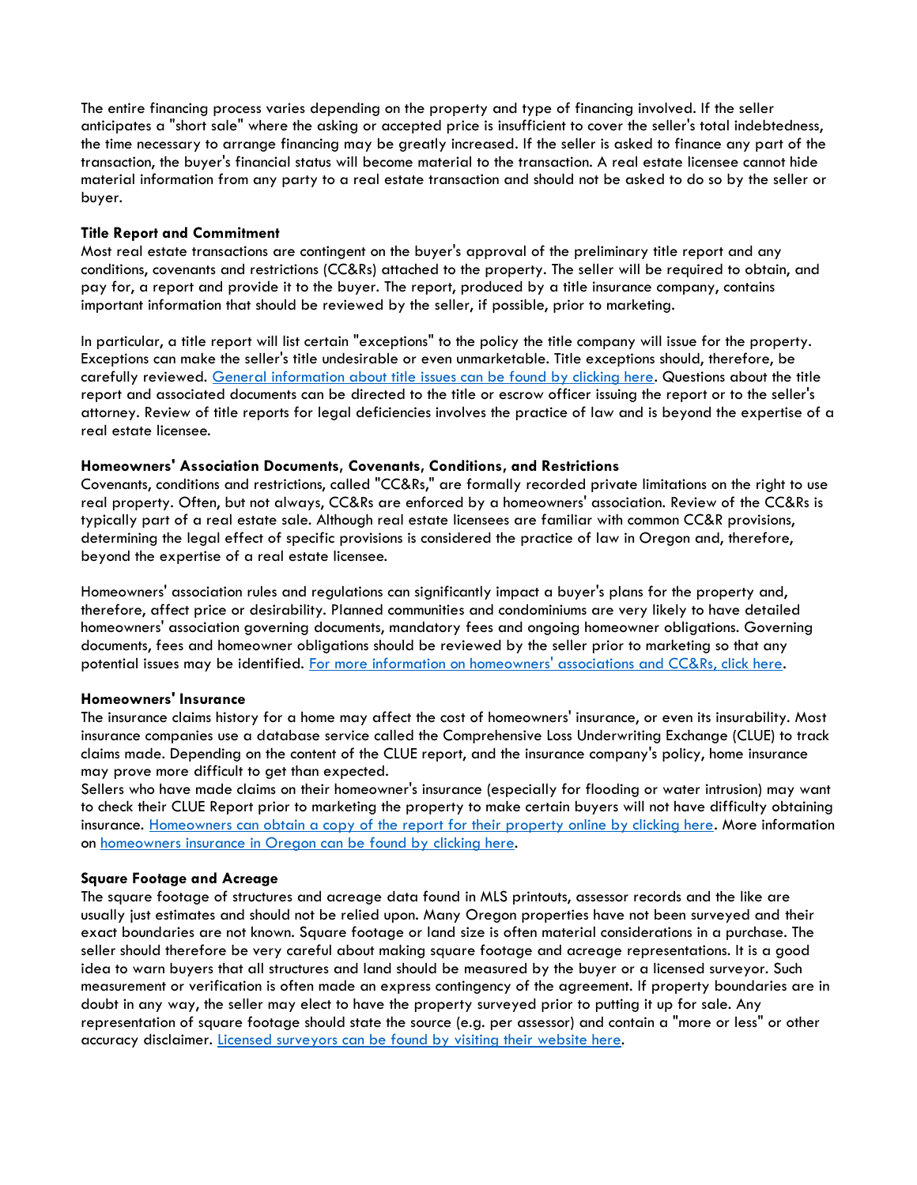The entire financing process varies depending on the property and type of financing involved. If the seller anticipates a "short sale" where the asking or accepted price is insufficient to cover the seller's total indebtedness, the time necessary to arrange financing may be greatly increased. If the seller is asked to finance any part of the transaction, the buyer's financial status will become material to the transaction. A real estate licensee cannot hide material information from any party to a real estate transaction and should not be asked to do so by the seller or buyer.

**Title Report and Commitment**

Most real estate transactions are contingent on the buyer's approval of the preliminary title report and any conditions, covenants and restrictions (CC&Rs) attached to the property. The seller will be required to obtain, and pay for, a report and provide it to the buyer. The report, produced by a title insurance company, contains important information that should be reviewed by the seller, if possible, prior to marketing.

In particular, a title report will list certain "exceptions" to the policy the title company will issue for the property. Exceptions can make the seller's title undesirable or even unmarketable. Title exceptions should, therefore, be carefully reviewed. [General information about title issues can be found by clicking here](). Questions about the title report and associated documents can be directed to the title or escrow officer issuing the report or to the seller's attorney. Review of title reports for legal deficiencies involves the practice of law and is beyond the expertise of a real estate licensee.

**Homeowners' Association Documents, Covenants, Conditions, and Restrictions**

Covenants, conditions and restrictions, called "CC&Rs," are formally recorded private limitations on the right to use real property. Often, but not always, CC&Rs are enforced by a homeowners' association. Review of the CC&Rs is typically part of a real estate sale. Although real estate licensees are familiar with common CC&R provisions, determining the legal effect of specific provisions is considered the practice of law in Oregon and, therefore, beyond the expertise of a real estate licensee.

Homeowners' association rules and regulations can significantly impact a buyer's plans for the property and, therefore, affect price or desirability. Planned communities and condominiums are very likely to have detailed homeowners' association governing documents, mandatory fees and ongoing homeowner obligations. Governing documents, fees and homeowner obligations should be reviewed by the seller prior to marketing so that any potential issues may be identified. [For more information on homeowners' associations and CC&Rs, click here]().

**Homeowners' Insurance**

The insurance claims history for a home may affect the cost of homeowners' insurance, or even its insurability. Most insurance companies use a database service called the Comprehensive Loss Underwriting Exchange (CLUE) to track claims made. Depending on the content of the CLUE report, and the insurance company's policy, home insurance may prove more difficult to get than expected.

Sellers who have made claims on their homeowner's insurance (especially for flooding or water intrusion) may want to check their CLUE Report prior to marketing the property to make certain buyers will not have difficulty obtaining insurance. [Homeowners can obtain a copy of the report for their property online by clicking here](). More information on [homeowners insurance in Oregon can be found by clicking here]().

**Square Footage and Acreage**

The square footage of structures and acreage data found in MLS printouts, assessor records and the like are usually just estimates and should not be relied upon. Many Oregon properties have not been surveyed and their exact boundaries are not known. Square footage or land size is often material considerations in a purchase. The seller should therefore be very careful about making square footage and acreage representations. It is a good idea to warn buyers that all structures and land should be measured by the buyer or a licensed surveyor. Such measurement or verification is often made an express contingency of the agreement. If property boundaries are in doubt in any way, the seller may elect to have the property surveyed prior to putting it up for sale. Any representation of square footage should state the source (e.g. per assessor) and contain a "more or less" or other accuracy disclaimer. [Licensed surveyors can be found by visiting their website here]().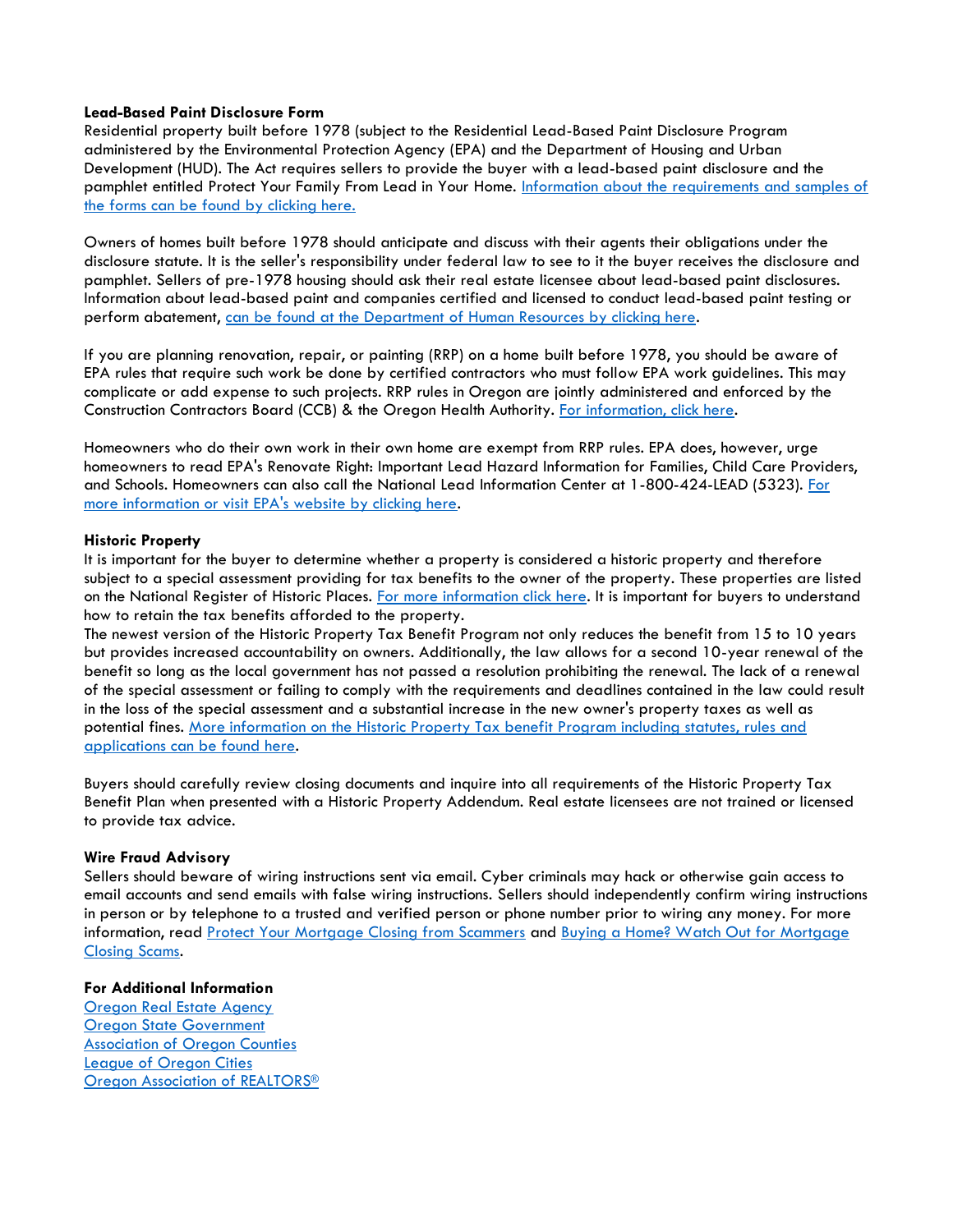**Lead-Based Paint Disclosure Form**

Residential property built before 1978 (subject to the Residential Lead-Based Paint Disclosure Program administered by the Environmental Protection Agency (EPA) and the Department of Housing and Urban Development (HUD). The Act requires sellers to provide the buyer with a lead-based paint disclosure and the pamphlet entitled Protect Your Family From Lead in Your Home. Information about the requirements and samples of the forms can be found by clicking here.

Owners of homes built before 1978 should anticipate and discuss with their agents their obligations under the disclosure statute. It is the seller's responsibility under federal law to see to it the buyer receives the disclosure and pamphlet. Sellers of pre-1978 housing should ask their real estate licensee about lead-based paint disclosures. Information about lead-based paint and companies certified and licensed to conduct lead-based paint testing or perform abatement, can be found at the Department of Human Resources by clicking here.

If you are planning renovation, repair, or painting (RRP) on a home built before 1978, you should be aware of EPA rules that require such work be done by certified contractors who must follow EPA work guidelines. This may complicate or add expense to such projects. RRP rules in Oregon are jointly administered and enforced by the Construction Contractors Board (CCB) & the Oregon Health Authority. For information, click here.

Homeowners who do their own work in their own home are exempt from RRP rules. EPA does, however, urge homeowners to read EPA's Renovate Right: Important Lead Hazard Information for Families, Child Care Providers, and Schools. Homeowners can also call the National Lead Information Center at 1-800-424-LEAD (5323). For more information or visit EPA's website by clicking here.

**Historic Property**

It is important for the buyer to determine whether a property is considered a historic property and therefore subject to a special assessment providing for tax benefits to the owner of the property. These properties are listed on the National Register of Historic Places. For more information click here. It is important for buyers to understand how to retain the tax benefits afforded to the property.

The newest version of the Historic Property Tax Benefit Program not only reduces the benefit from 15 to 10 years but provides increased accountability on owners. Additionally, the law allows for a second 10-year renewal of the benefit so long as the local government has not passed a resolution prohibiting the renewal. The lack of a renewal of the special assessment or failing to comply with the requirements and deadlines contained in the law could result in the loss of the special assessment and a substantial increase in the new owner's property taxes as well as potential fines. More information on the Historic Property Tax benefit Program including statutes, rules and applications can be found here.

Buyers should carefully review closing documents and inquire into all requirements of the Historic Property Tax Benefit Plan when presented with a Historic Property Addendum. Real estate licensees are not trained or licensed to provide tax advice.

**Wire Fraud Advisory**

Sellers should beware of wiring instructions sent via email. Cyber criminals may hack or otherwise gain access to email accounts and send emails with false wiring instructions. Sellers should independently confirm wiring instructions in person or by telephone to a trusted and verified person or phone number prior to wiring any money. For more information, read Protect Your Mortgage Closing from Scammers and Buying a Home? Watch Out for Mortgage Closing Scams.

**For Additional Information**

Oregon Real Estate Agency
Oregon State Government
Association of Oregon Counties
League of Oregon Cities
Oregon Association of REALTORS®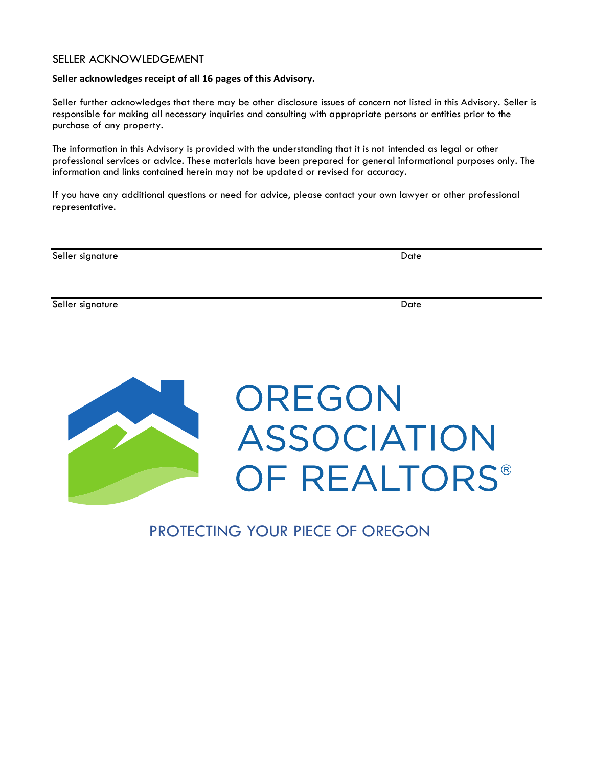## SELLER ACKNOWLEDGEMENT

**Seller acknowledges receipt of all 16 pages of this Advisory.**

Seller further acknowledges that there may be other disclosure issues of concern not listed in this Advisory. Seller is responsible for making all necessary inquiries and consulting with appropriate persons or entities prior to the purchase of any property.

The information in this Advisory is provided with the understanding that it is not intended as legal or other professional services or advice. These materials have been prepared for general informational purposes only. The information and links contained herein may not be updated or revised for accuracy.

If you have any additional questions or need for advice, please contact your own lawyer or other professional representative.

Seller signature Date

Seller signature Date

OREGON ASSOCIATION OF REALTORS®

PROTECTING YOUR PIECE OF OREGON